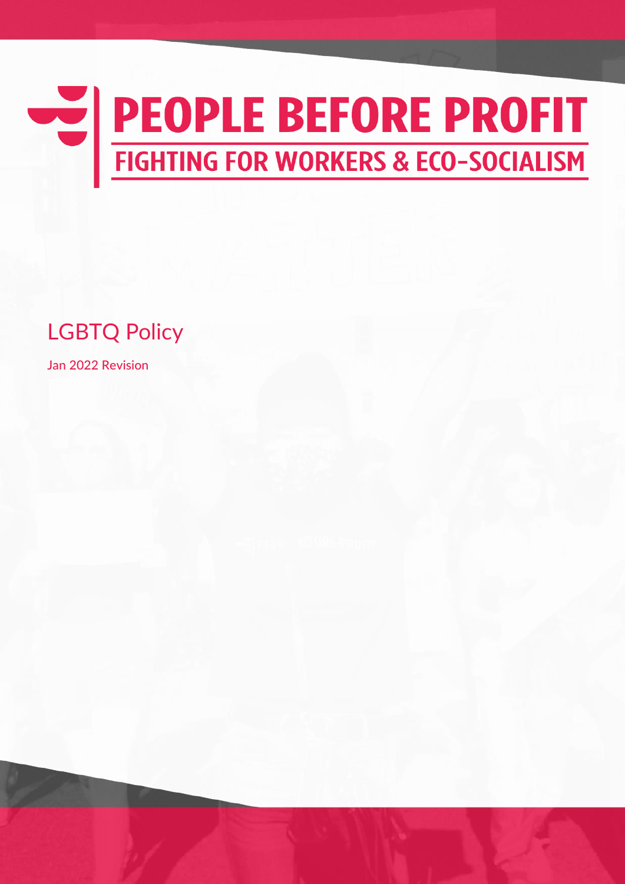# PEOPLE BEFORE PROFIT

## FIGHTING FOR WORKERS & ECO-SOCIALISM

# LGBTQ Policy

Jan 2022 Revision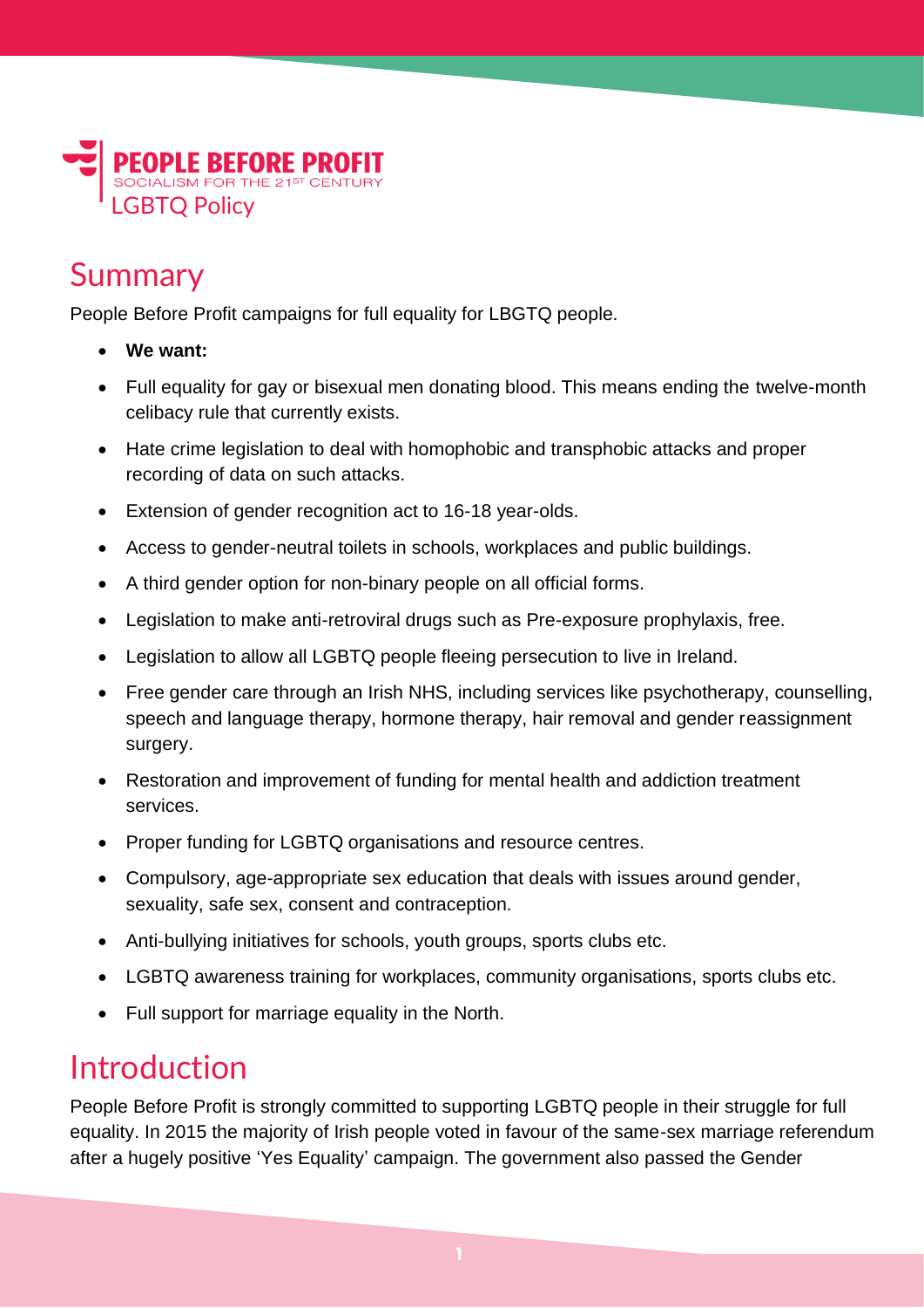# PEOPLE BEFORE PROFIT

SOCIALISM FOR THE 21ST CENTURY

LGBTQ Policy

## Summary

People Before Profit campaigns for full equality for LBGTQ people.

- **We want:**
- Full equality for gay or bisexual men donating blood. This means ending the twelve-month celibacy rule that currently exists.
- Hate crime legislation to deal with homophobic and transphobic attacks and proper recording of data on such attacks.
- Extension of gender recognition act to 16-18 year-olds.
- Access to gender-neutral toilets in schools, workplaces and public buildings.
- A third gender option for non-binary people on all official forms.
- Legislation to make anti-retroviral drugs such as Pre-exposure prophylaxis, free.
- Legislation to allow all LGBTQ people fleeing persecution to live in Ireland.
- Free gender care through an Irish NHS, including services like psychotherapy, counselling, speech and language therapy, hormone therapy, hair removal and gender reassignment surgery.
- Restoration and improvement of funding for mental health and addiction treatment services.
- Proper funding for LGBTQ organisations and resource centres.
- Compulsory, age-appropriate sex education that deals with issues around gender, sexuality, safe sex, consent and contraception.
- Anti-bullying initiatives for schools, youth groups, sports clubs etc.
- LGBTQ awareness training for workplaces, community organisations, sports clubs etc.
- Full support for marriage equality in the North.

## Introduction

People Before Profit is strongly committed to supporting LGBTQ people in their struggle for full equality. In 2015 the majority of Irish people voted in favour of the same-sex marriage referendum after a hugely positive 'Yes Equality' campaign. The government also passed the Gender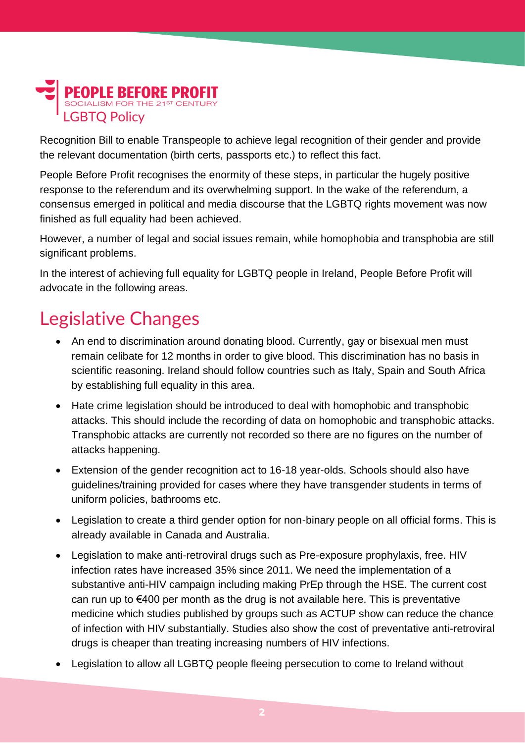Recognition Bill to enable Transpeople to achieve legal recognition of their gender and provide the relevant documentation (birth certs, passports etc.) to reflect this fact.

People Before Profit recognises the enormity of these steps, in particular the hugely positive response to the referendum and its overwhelming support. In the wake of the referendum, a consensus emerged in political and media discourse that the LGBTQ rights movement was now finished as full equality had been achieved.

However, a number of legal and social issues remain, while homophobia and transphobia are still significant problems.

In the interest of achieving full equality for LGBTQ people in Ireland, People Before Profit will advocate in the following areas.

## Legislative Changes

- An end to discrimination around donating blood. Currently, gay or bisexual men must remain celibate for 12 months in order to give blood. This discrimination has no basis in scientific reasoning. Ireland should follow countries such as Italy, Spain and South Africa by establishing full equality in this area.
- Hate crime legislation should be introduced to deal with homophobic and transphobic attacks. This should include the recording of data on homophobic and transphobic attacks. Transphobic attacks are currently not recorded so there are no figures on the number of attacks happening.
- Extension of the gender recognition act to 16-18 year-olds. Schools should also have guidelines/training provided for cases where they have transgender students in terms of uniform policies, bathrooms etc.
- Legislation to create a third gender option for non-binary people on all official forms. This is already available in Canada and Australia.
- Legislation to make anti-retroviral drugs such as Pre-exposure prophylaxis, free. HIV infection rates have increased 35% since 2011. We need the implementation of a substantive anti-HIV campaign including making PrEp through the HSE. The current cost can run up to €400 per month as the drug is not available here. This is preventative medicine which studies published by groups such as ACTUP show can reduce the chance of infection with HIV substantially. Studies also show the cost of preventative anti-retroviral drugs is cheaper than treating increasing numbers of HIV infections.
- Legislation to allow all LGBTQ people fleeing persecution to come to Ireland without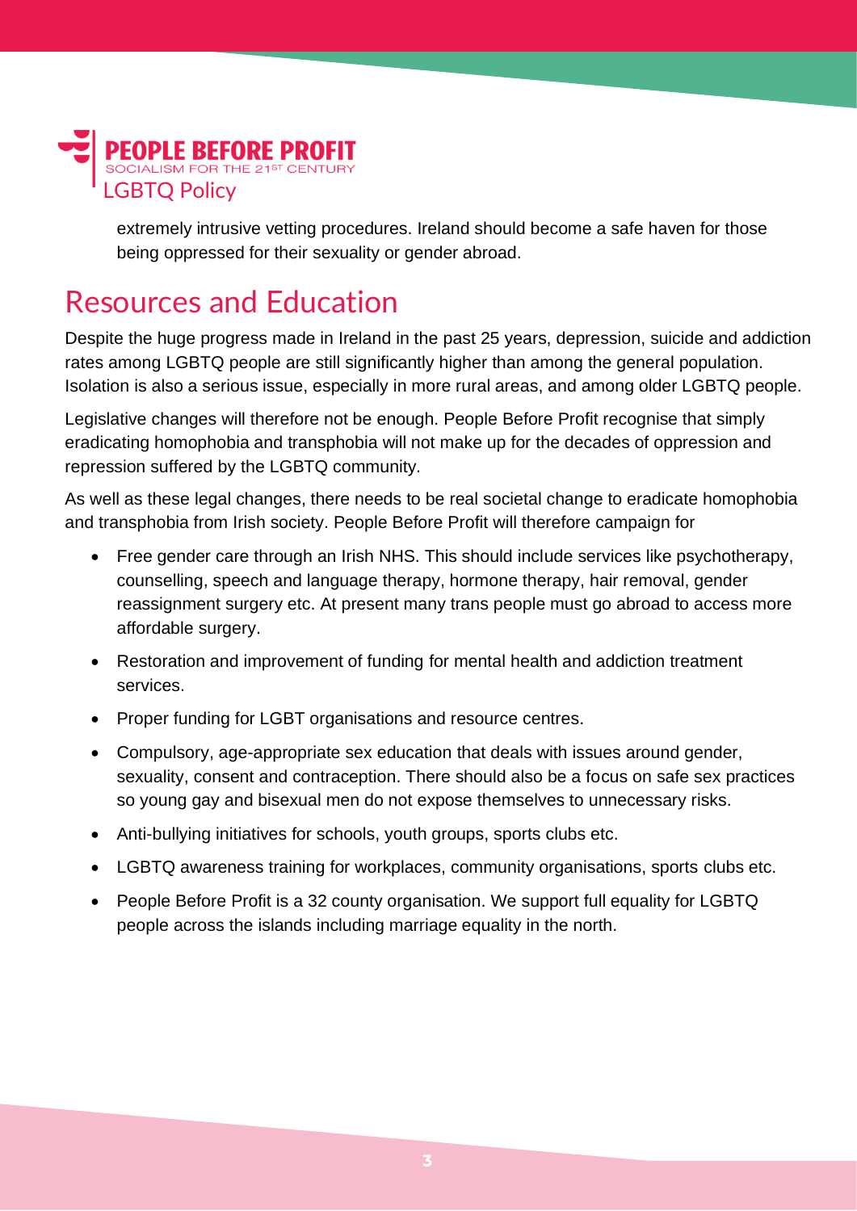extremely intrusive vetting procedures. Ireland should become a safe haven for those being oppressed for their sexuality or gender abroad.

## Resources and Education

Despite the huge progress made in Ireland in the past 25 years, depression, suicide and addiction rates among LGBTQ people are still significantly higher than among the general population. Isolation is also a serious issue, especially in more rural areas, and among older LGBTQ people.

Legislative changes will therefore not be enough. People Before Profit recognise that simply eradicating homophobia and transphobia will not make up for the decades of oppression and repression suffered by the LGBTQ community.

As well as these legal changes, there needs to be real societal change to eradicate homophobia and transphobia from Irish society. People Before Profit will therefore campaign for

- Free gender care through an Irish NHS. This should include services like psychotherapy, counselling, speech and language therapy, hormone therapy, hair removal, gender reassignment surgery etc. At present many trans people must go abroad to access more affordable surgery.
- Restoration and improvement of funding for mental health and addiction treatment services.
- Proper funding for LGBT organisations and resource centres.
- Compulsory, age-appropriate sex education that deals with issues around gender, sexuality, consent and contraception. There should also be a focus on safe sex practices so young gay and bisexual men do not expose themselves to unnecessary risks.
- Anti-bullying initiatives for schools, youth groups, sports clubs etc.
- LGBTQ awareness training for workplaces, community organisations, sports clubs etc.
- People Before Profit is a 32 county organisation. We support full equality for LGBTQ people across the islands including marriage equality in the north.